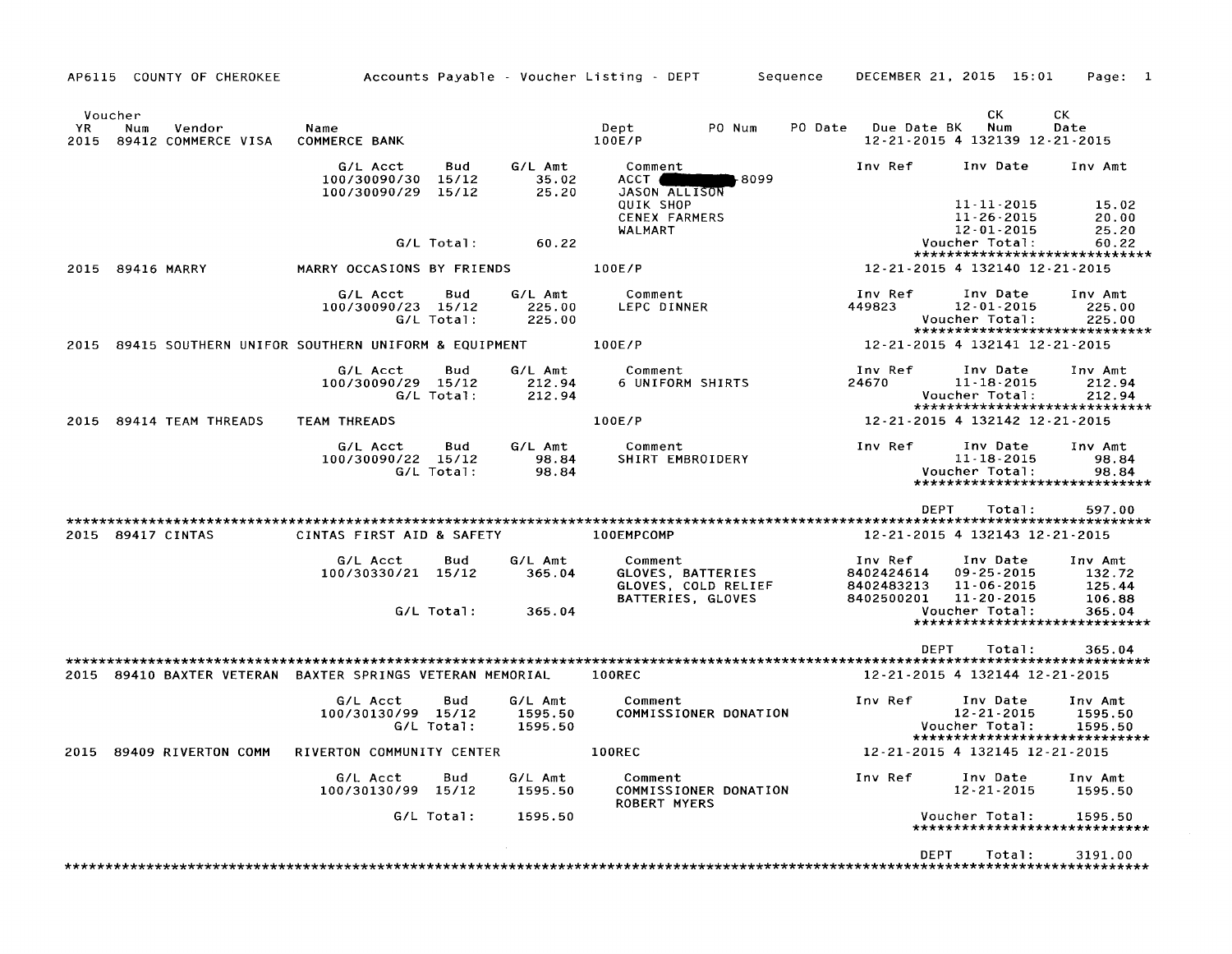AP6115 COUNTY OF CHEROKEE — Accounts Payable - Voucher Listing - DEPT Sequence — DECEMBER 21, 2015 15:01

| Voucher YR | Num | Vendor | Name | Dept | PO Num | PO Date | Due Date | BK | CK Num | CK Date |
|---|---|---|---|---|---|---|---|---|---|---|
| 2015 | 89412 | COMMERCE VISA | COMMERCE BANK | 100E/P | | | 12-21-2015 | 4 | 132139 | 12-21-2015 |

| G/L Acct | Bud | G/L Amt | Comment | Inv Ref | Inv Date | Inv Amt |
|---|---|---|---|---|---|---|
| 100/30090/30 | 15/12 | 35.02 | ACCT [REDACTED]-8099 | | | |
| 100/30090/29 | 15/12 | 25.20 | JASON ALLISON | | | |
| | | | QUIK SHOP | | 11-11-2015 | 15.02 |
| | | | CENEX FARMERS | | 11-26-2015 | 20.00 |
| | | | WALMART | | 12-01-2015 | 25.20 |
| G/L Total: | | 60.22 | | | Voucher Total: | 60.22 |

| Voucher YR | Num | Vendor | Name | Dept | PO Num | PO Date | Due Date | BK | CK Num | CK Date |
|---|---|---|---|---|---|---|---|---|---|---|
| 2015 | 89416 | MARRY | MARRY OCCASIONS BY FRIENDS | 100E/P | | | 12-21-2015 | 4 | 132140 | 12-21-2015 |

| G/L Acct | Bud | G/L Amt | Comment | Inv Ref | Inv Date | Inv Amt |
|---|---|---|---|---|---|---|
| 100/30090/23 | 15/12 | 225.00 | LEPC DINNER | 449823 | 12-01-2015 | 225.00 |
| G/L Total: | | 225.00 | | | Voucher Total: | 225.00 |

| Voucher YR | Num | Vendor | Name | Dept | PO Num | PO Date | Due Date | BK | CK Num | CK Date |
|---|---|---|---|---|---|---|---|---|---|---|
| 2015 | 89415 | SOUTHERN UNIFOR | SOUTHERN UNIFORM & EQUIPMENT | 100E/P | | | 12-21-2015 | 4 | 132141 | 12-21-2015 |

| G/L Acct | Bud | G/L Amt | Comment | Inv Ref | Inv Date | Inv Amt |
|---|---|---|---|---|---|---|
| 100/30090/29 | 15/12 | 212.94 | 6 UNIFORM SHIRTS | 24670 | 11-18-2015 | 212.94 |
| G/L Total: | | 212.94 | | | Voucher Total: | 212.94 |

| Voucher YR | Num | Vendor | Name | Dept | PO Num | PO Date | Due Date | BK | CK Num | CK Date |
|---|---|---|---|---|---|---|---|---|---|---|
| 2015 | 89414 | TEAM THREADS | TEAM THREADS | 100E/P | | | 12-21-2015 | 4 | 132142 | 12-21-2015 |

| G/L Acct | Bud | G/L Amt | Comment | Inv Ref | Inv Date | Inv Amt |
|---|---|---|---|---|---|---|
| 100/30090/22 | 15/12 | 98.84 | SHIRT EMBROIDERY | | 11-18-2015 | 98.84 |
| G/L Total: | | 98.84 | | | Voucher Total: | 98.84 |

DEPT Total: 597.00

| Voucher YR | Num | Vendor | Name | Dept | PO Num | PO Date | Due Date | BK | CK Num | CK Date |
|---|---|---|---|---|---|---|---|---|---|---|
| 2015 | 89417 | CINTAS | CINTAS FIRST AID & SAFETY | 100EMPCOMP | | | 12-21-2015 | 4 | 132143 | 12-21-2015 |

| G/L Acct | Bud | G/L Amt | Comment | Inv Ref | Inv Date | Inv Amt |
|---|---|---|---|---|---|---|
| 100/30330/21 | 15/12 | 365.04 | GLOVES, BATTERIES | 8402424614 | 09-25-2015 | 132.72 |
| | | | GLOVES, COLD RELIEF | 8402483213 | 11-06-2015 | 125.44 |
| | | | BATTERIES, GLOVES | 8402500201 | 11-20-2015 | 106.88 |
| G/L Total: | | 365.04 | | | Voucher Total: | 365.04 |

DEPT Total: 365.04

| Voucher YR | Num | Vendor | Name | Dept | PO Num | PO Date | Due Date | BK | CK Num | CK Date |
|---|---|---|---|---|---|---|---|---|---|---|
| 2015 | 89410 | BAXTER VETERAN | BAXTER SPRINGS VETERAN MEMORIAL | 100REC | | | 12-21-2015 | 4 | 132144 | 12-21-2015 |

| G/L Acct | Bud | G/L Amt | Comment | Inv Ref | Inv Date | Inv Amt |
|---|---|---|---|---|---|---|
| 100/30130/99 | 15/12 | 1595.50 | COMMISSIONER DONATION | | 12-21-2015 | 1595.50 |
| G/L Total: | | 1595.50 | | | Voucher Total: | 1595.50 |

| Voucher YR | Num | Vendor | Name | Dept | PO Num | PO Date | Due Date | BK | CK Num | CK Date |
|---|---|---|---|---|---|---|---|---|---|---|
| 2015 | 89409 | RIVERTON COMM | RIVERTON COMMUNITY CENTER | 100REC | | | 12-21-2015 | 4 | 132145 | 12-21-2015 |

| G/L Acct | Bud | G/L Amt | Comment | Inv Ref | Inv Date | Inv Amt |
|---|---|---|---|---|---|---|
| 100/30130/99 | 15/12 | 1595.50 | COMMISSIONER DONATION | | 12-21-2015 | 1595.50 |
| | | | ROBERT MYERS | | | |
| G/L Total: | | 1595.50 | | | Voucher Total: | 1595.50 |

DEPT Total: 3191.00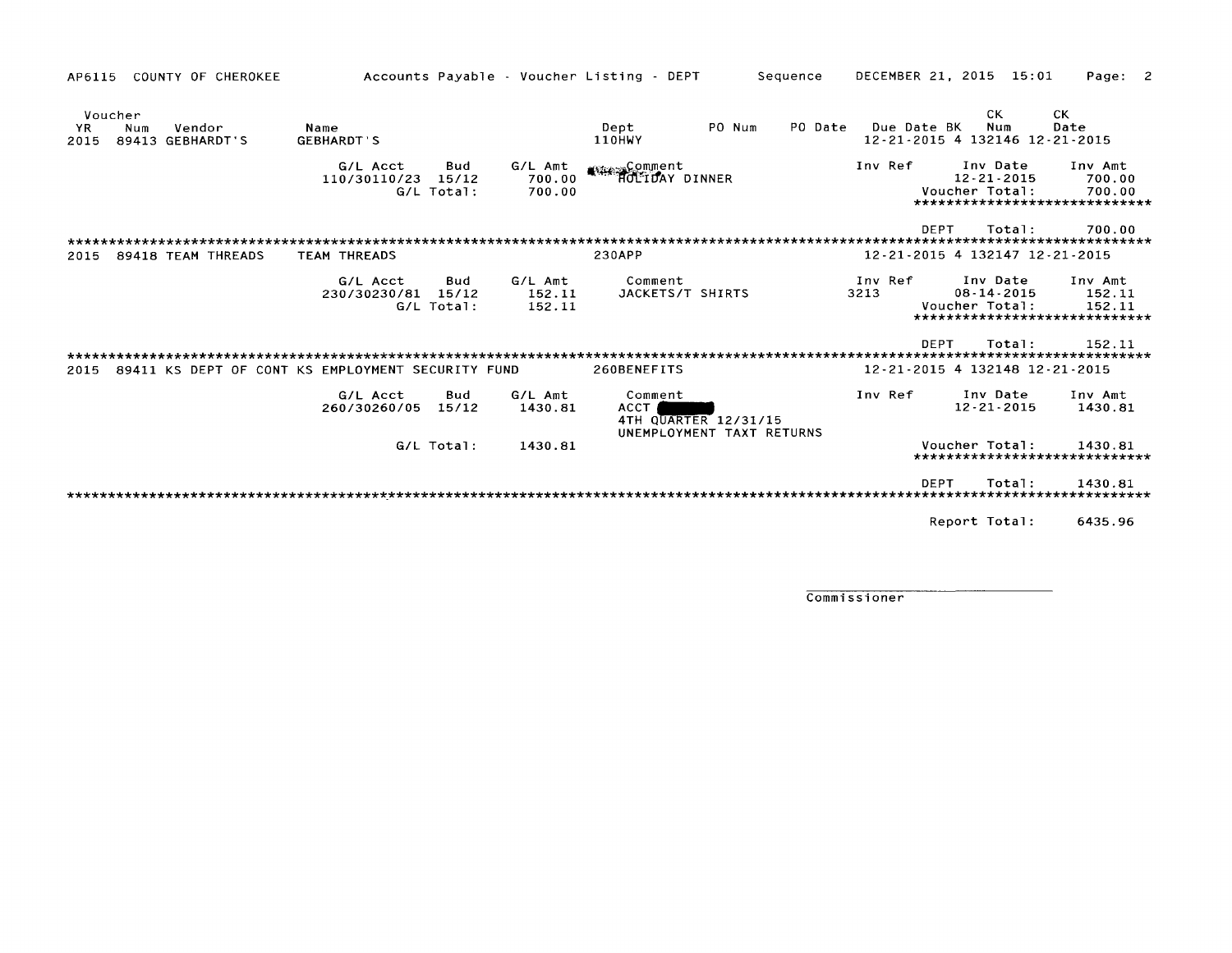AP6115 COUNTY OF CHEROKEE Accounts Payable - Voucher Listing - DEPT Sequence DECEMBER 21, 2015 15:01

| Voucher YR | Num | Vendor | Name | Dept | PO Num | PO Date | Due Date | BK | CK Num | CK Date |
|---|---|---|---|---|---|---|---|---|---|---|
| 2015 | 89413 | GEBHARDT'S | GEBHARDT'S | 110HWY | | | 12-21-2015 | 4 | 132146 | 12-21-2015 |

| G/L Acct | Bud | G/L Amt | Comment | Inv Ref | Inv Date | Inv Amt |
|---|---|---|---|---|---|---|
| 110/30110/23 | 15/12 | 700.00 | HOLIDAY DINNER | | 12-21-2015 | 700.00 |
| | G/L Total: | 700.00 | | | Voucher Total: | 700.00 |

DEPT Total: 700.00

| Voucher YR | Num | Vendor | Name | Dept | PO Num | PO Date | Due Date | BK | CK Num | CK Date |
|---|---|---|---|---|---|---|---|---|---|---|
| 2015 | 89418 | TEAM THREADS | TEAM THREADS | 230APP | | | 12-21-2015 | 4 | 132147 | 12-21-2015 |

| G/L Acct | Bud | G/L Amt | Comment | Inv Ref | Inv Date | Inv Amt |
|---|---|---|---|---|---|---|
| 230/30230/81 | 15/12 | 152.11 | JACKETS/T SHIRTS | 3213 | 08-14-2015 | 152.11 |
| | G/L Total: | 152.11 | | | Voucher Total: | 152.11 |

DEPT Total: 152.11

| Voucher YR | Num | Vendor | Name | Dept | PO Num | PO Date | Due Date | BK | CK Num | CK Date |
|---|---|---|---|---|---|---|---|---|---|---|
| 2015 | 89411 | KS DEPT OF CONT | KS EMPLOYMENT SECURITY FUND | 260BENEFITS | | | 12-21-2015 | 4 | 132148 | 12-21-2015 |

| G/L Acct | Bud | G/L Amt | Comment | Inv Ref | Inv Date | Inv Amt |
|---|---|---|---|---|---|---|
| 260/30260/05 | 15/12 | 1430.81 | ACCT [REDACTED] 4TH QUARTER 12/31/15 UNEMPLOYMENT TAXT RETURNS | | 12-21-2015 | 1430.81 |
| | G/L Total: | 1430.81 | | | Voucher Total: | 1430.81 |

DEPT Total: 1430.81

Report Total: 6435.96

_______________________________
Commissioner